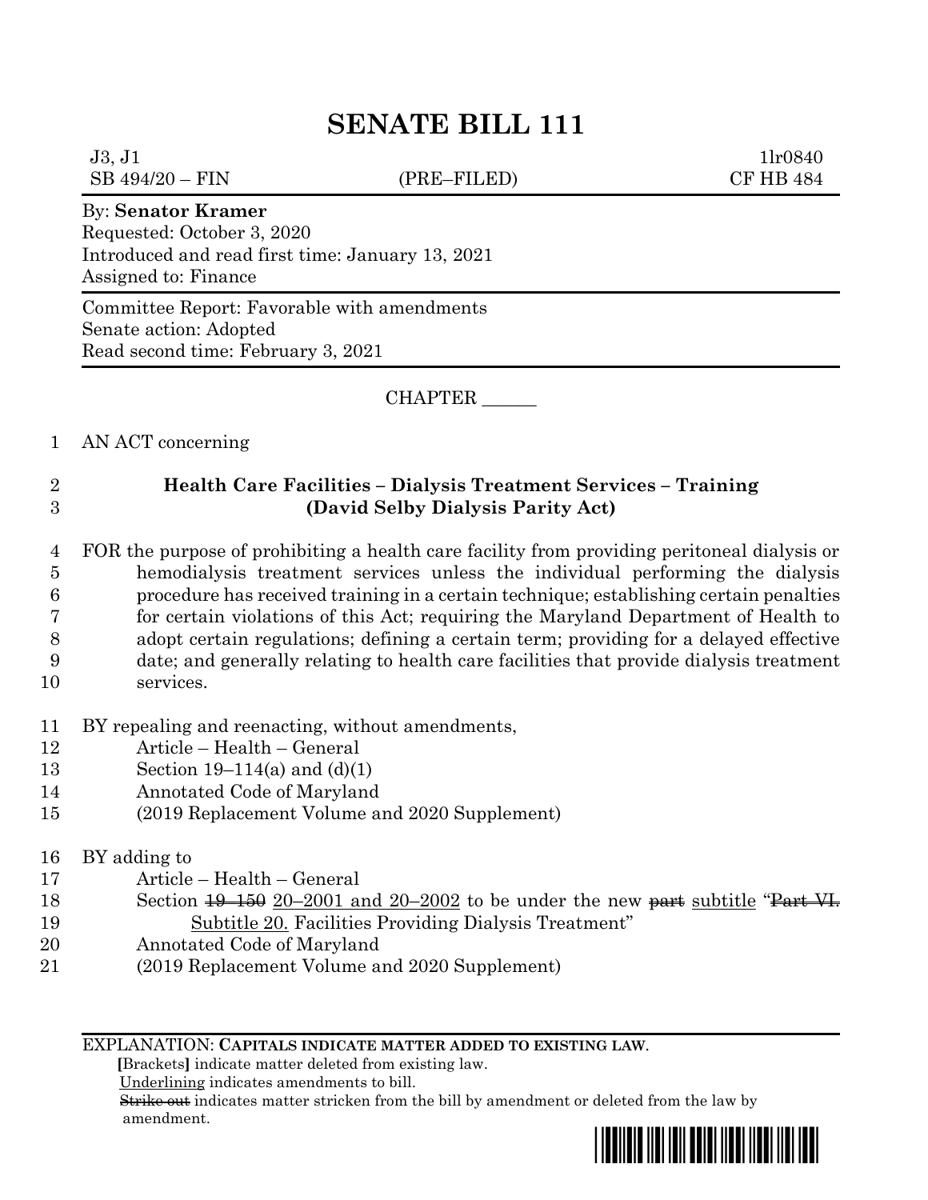# SENATE BILL 111

J3, J1 1lr0840
SB 494/20 – FIN (PRE–FILED) CF HB 484

By: **Senator Kramer**
Requested: October 3, 2020
Introduced and read first time: January 13, 2021
Assigned to: Finance

Committee Report: Favorable with amendments
Senate action: Adopted
Read second time: February 3, 2021

CHAPTER ______

1 AN ACT concerning

2 **Health Care Facilities – Dialysis Treatment Services – Training**
3 **(David Selby Dialysis Parity Act)**

4 FOR the purpose of prohibiting a health care facility from providing peritoneal dialysis or
5 hemodialysis treatment services unless the individual performing the dialysis
6 procedure has received training in a certain technique; establishing certain penalties
7 for certain violations of this Act; requiring the Maryland Department of Health to
8 adopt certain regulations; defining a certain term; providing for a delayed effective
9 date; and generally relating to health care facilities that provide dialysis treatment
10 services.

11 BY repealing and reenacting, without amendments,
12 Article – Health – General
13 Section 19–114(a) and (d)(1)
14 Annotated Code of Maryland
15 (2019 Replacement Volume and 2020 Supplement)

16 BY adding to
17 Article – Health – General
18 Section ~~19–150~~ 20–2001 and 20–2002 to be under the new ~~part~~ subtitle "~~Part VI.~~
19 Subtitle 20. Facilities Providing Dialysis Treatment"
20 Annotated Code of Maryland
21 (2019 Replacement Volume and 2020 Supplement)

EXPLANATION: **CAPITALS INDICATE MATTER ADDED TO EXISTING LAW.**
**[**Brackets**]** indicate matter deleted from existing law.
Underlining indicates amendments to bill.
~~Strike out~~ indicates matter stricken from the bill by amendment or deleted from the law by amendment.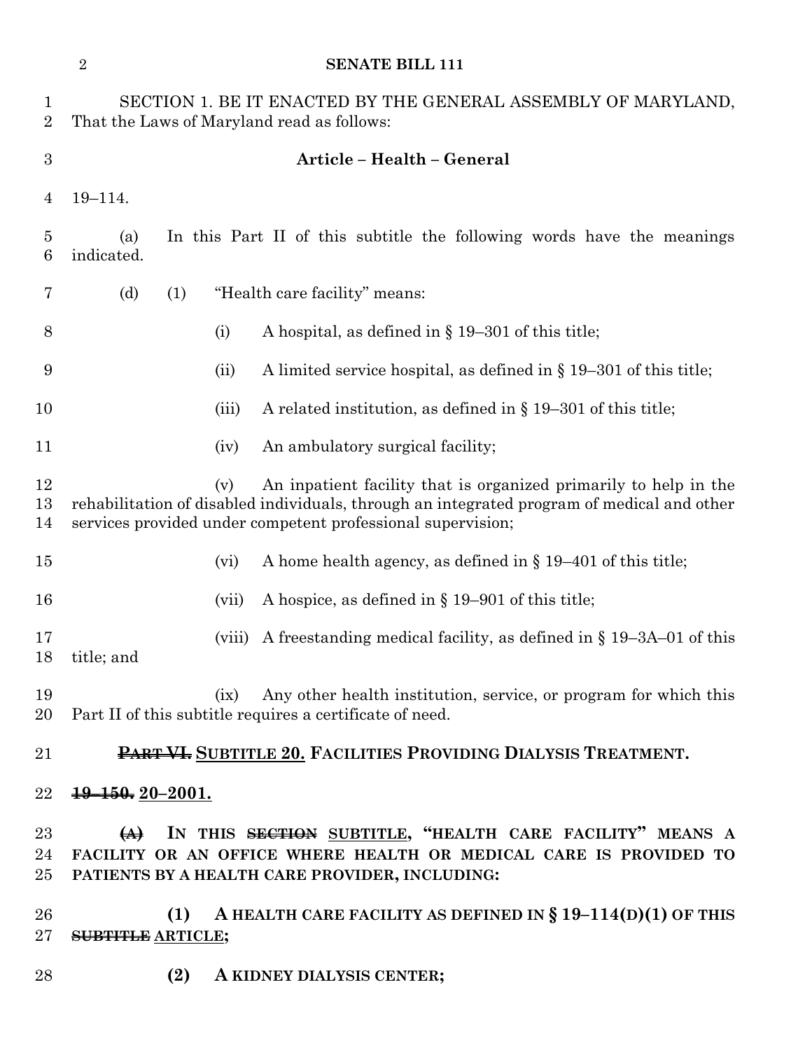SECTION 1. BE IT ENACTED BY THE GENERAL ASSEMBLY OF MARYLAND, That the Laws of Maryland read as follows:

**Article – Health – General**

19–114.

(a) In this Part II of this subtitle the following words have the meanings indicated.

(d) (1) "Health care facility" means:

(i) A hospital, as defined in § 19–301 of this title;

(ii) A limited service hospital, as defined in § 19–301 of this title;

(iii) A related institution, as defined in § 19–301 of this title;

(iv) An ambulatory surgical facility;

(v) An inpatient facility that is organized primarily to help in the rehabilitation of disabled individuals, through an integrated program of medical and other services provided under competent professional supervision;

(vi) A home health agency, as defined in § 19–401 of this title;

(vii) A hospice, as defined in § 19–901 of this title;

(viii) A freestanding medical facility, as defined in § 19–3A–01 of this title; and

(ix) Any other health institution, service, or program for which this Part II of this subtitle requires a certificate of need.

**~~PART VI.~~ SUBTITLE 20. FACILITIES PROVIDING DIALYSIS TREATMENT.**

**~~19–150.~~ 20–2001.**

**~~(A)~~ IN THIS ~~SECTION~~ SUBTITLE, "HEALTH CARE FACILITY" MEANS A FACILITY OR AN OFFICE WHERE HEALTH OR MEDICAL CARE IS PROVIDED TO PATIENTS BY A HEALTH CARE PROVIDER, INCLUDING:**

**(1) A HEALTH CARE FACILITY AS DEFINED IN § 19–114(D)(1) OF THIS ~~SUBTITLE~~ ARTICLE;**

**(2) A KIDNEY DIALYSIS CENTER;**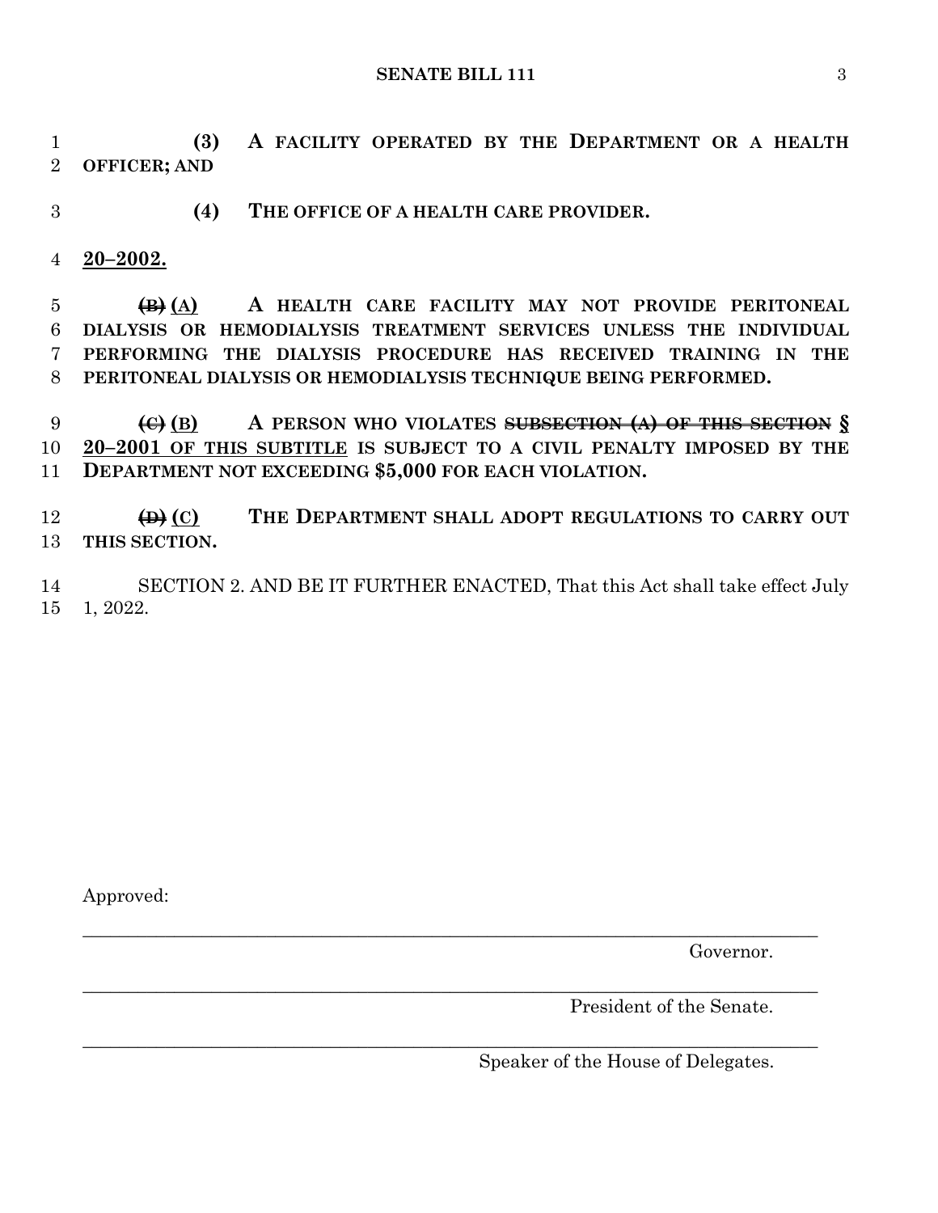**(3) A FACILITY OPERATED BY THE DEPARTMENT OR A HEALTH OFFICER; AND**

**(4) THE OFFICE OF A HEALTH CARE PROVIDER.**

<u>**20–2002.**</u>

~~**(B)**~~ <u>**(A)**</u> **A HEALTH CARE FACILITY MAY NOT PROVIDE PERITONEAL DIALYSIS OR HEMODIALYSIS TREATMENT SERVICES UNLESS THE INDIVIDUAL PERFORMING THE DIALYSIS PROCEDURE HAS RECEIVED TRAINING IN THE PERITONEAL DIALYSIS OR HEMODIALYSIS TECHNIQUE BEING PERFORMED.**

~~**(C)**~~ <u>**(B)**</u> **A PERSON WHO VIOLATES** ~~**SUBSECTION (A) OF THIS SECTION**~~ <u>**§ 20–2001 OF THIS SUBTITLE**</u> **IS SUBJECT TO A CIVIL PENALTY IMPOSED BY THE DEPARTMENT NOT EXCEEDING $5,000 FOR EACH VIOLATION.**

~~**(D)**~~ <u>**(C)**</u> **THE DEPARTMENT SHALL ADOPT REGULATIONS TO CARRY OUT THIS SECTION.**

SECTION 2. AND BE IT FURTHER ENACTED, That this Act shall take effect July 1, 2022.

Approved:

\_\_\_\_\_\_\_\_\_\_\_\_\_\_\_\_\_\_\_\_\_\_\_\_\_\_\_\_\_\_\_\_\_\_\_\_\_\_\_\_\_\_\_\_\_\_\_\_

Governor.

\_\_\_\_\_\_\_\_\_\_\_\_\_\_\_\_\_\_\_\_\_\_\_\_\_\_\_\_\_\_\_\_\_\_\_\_\_\_\_\_\_\_\_\_\_\_\_\_

President of the Senate.

\_\_\_\_\_\_\_\_\_\_\_\_\_\_\_\_\_\_\_\_\_\_\_\_\_\_\_\_\_\_\_\_\_\_\_\_\_\_\_\_\_\_\_\_\_\_\_\_

Speaker of the House of Delegates.